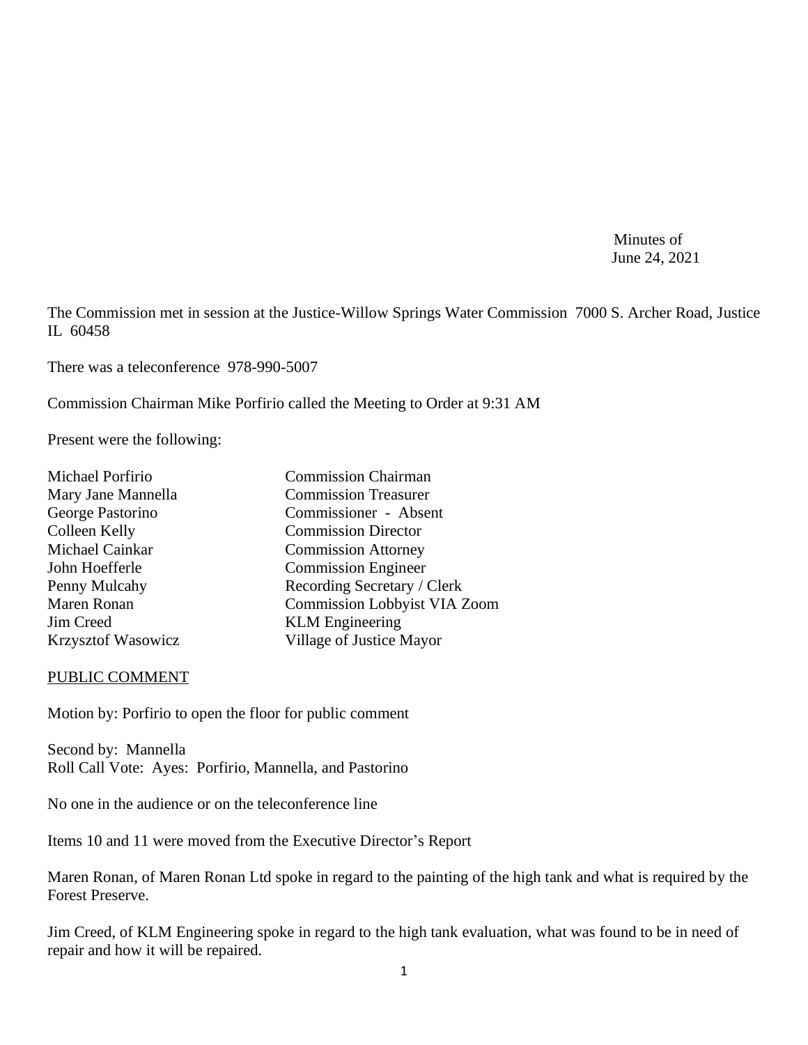Minutes of
June 24, 2021

The Commission met in session at the Justice-Willow Springs Water Commission 7000 S. Archer Road, Justice IL 60458

There was a teleconference 978-990-5007

Commission Chairman Mike Porfirio called the Meeting to Order at 9:31 AM

Present were the following:

| | |
|---|---|
| Michael Porfirio | Commission Chairman |
| Mary Jane Mannella | Commission Treasurer |
| George Pastorino | Commissioner - Absent |
| Colleen Kelly | Commission Director |
| Michael Cainkar | Commission Attorney |
| John Hoefferle | Commission Engineer |
| Penny Mulcahy | Recording Secretary / Clerk |
| Maren Ronan | Commission Lobbyist VIA Zoom |
| Jim Creed | KLM Engineering |
| Krzysztof Wasowicz | Village of Justice Mayor |

PUBLIC COMMENT

Motion by: Porfirio to open the floor for public comment

Second by: Mannella
Roll Call Vote: Ayes: Porfirio, Mannella, and Pastorino

No one in the audience or on the teleconference line

Items 10 and 11 were moved from the Executive Director's Report

Maren Ronan, of Maren Ronan Ltd spoke in regard to the painting of the high tank and what is required by the Forest Preserve.

Jim Creed, of KLM Engineering spoke in regard to the high tank evaluation, what was found to be in need of repair and how it will be repaired.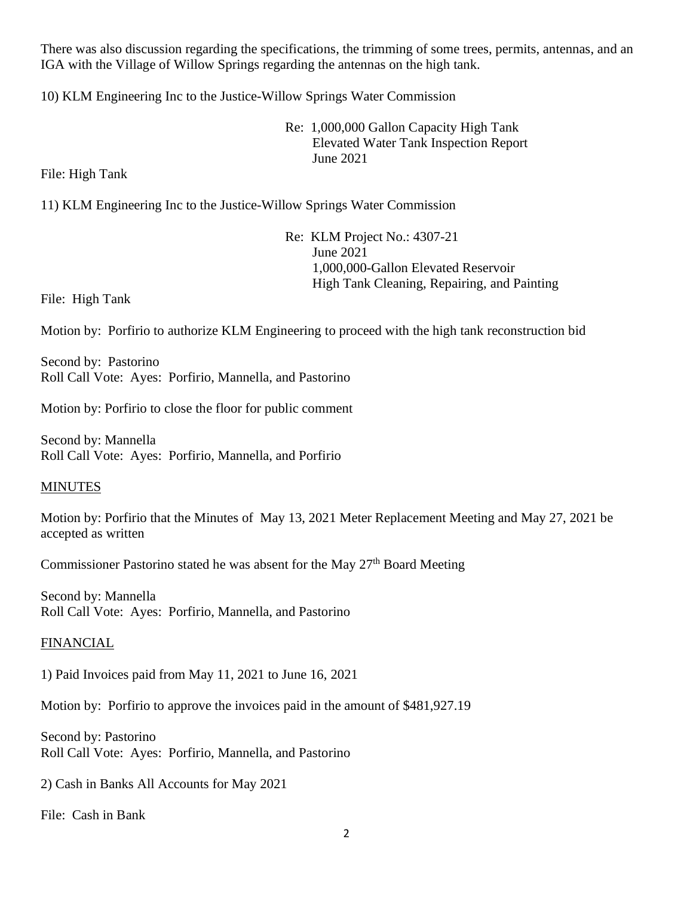There was also discussion regarding the specifications, the trimming of some trees, permits, antennas, and an IGA with the Village of Willow Springs regarding the antennas on the high tank.

10) KLM Engineering Inc to the Justice-Willow Springs Water Commission

Re: 1,000,000 Gallon Capacity High Tank
Elevated Water Tank Inspection Report
June 2021

File: High Tank

11) KLM Engineering Inc to the Justice-Willow Springs Water Commission

Re: KLM Project No.: 4307-21
June 2021
1,000,000-Gallon Elevated Reservoir
High Tank Cleaning, Repairing, and Painting

File: High Tank

Motion by: Porfirio to authorize KLM Engineering to proceed with the high tank reconstruction bid

Second by: Pastorino
Roll Call Vote: Ayes: Porfirio, Mannella, and Pastorino

Motion by: Porfirio to close the floor for public comment

Second by: Mannella
Roll Call Vote: Ayes: Porfirio, Mannella, and Porfirio

## MINUTES

Motion by: Porfirio that the Minutes of May 13, 2021 Meter Replacement Meeting and May 27, 2021 be accepted as written

Commissioner Pastorino stated he was absent for the May 27th Board Meeting

Second by: Mannella
Roll Call Vote: Ayes: Porfirio, Mannella, and Pastorino

## FINANCIAL

1) Paid Invoices paid from May 11, 2021 to June 16, 2021

Motion by: Porfirio to approve the invoices paid in the amount of $481,927.19

Second by: Pastorino
Roll Call Vote: Ayes: Porfirio, Mannella, and Pastorino

2) Cash in Banks All Accounts for May 2021

File: Cash in Bank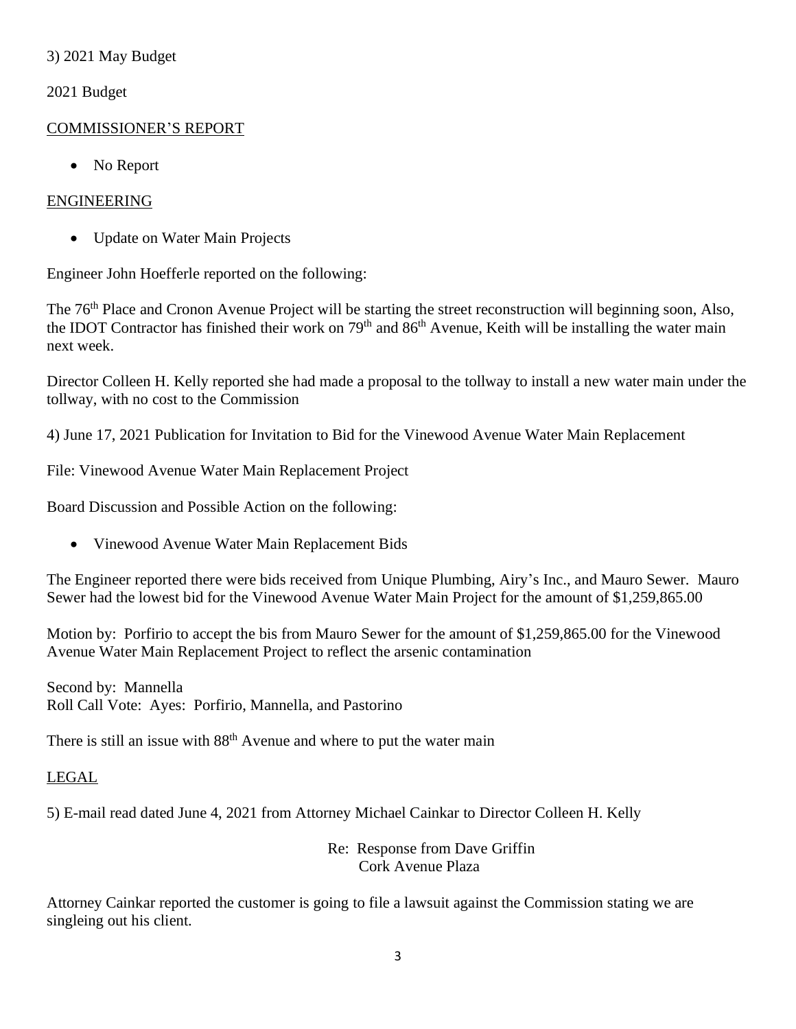3) 2021 May Budget

2021 Budget

COMMISSIONER'S REPORT

- No Report

ENGINEERING

- Update on Water Main Projects

Engineer John Hoefferle reported on the following:

The 76th Place and Cronon Avenue Project will be starting the street reconstruction will beginning soon, Also, the IDOT Contractor has finished their work on 79th and 86th Avenue, Keith will be installing the water main next week.

Director Colleen H. Kelly reported she had made a proposal to the tollway to install a new water main under the tollway, with no cost to the Commission

4) June 17, 2021 Publication for Invitation to Bid for the Vinewood Avenue Water Main Replacement

File: Vinewood Avenue Water Main Replacement Project

Board Discussion and Possible Action on the following:

- Vinewood Avenue Water Main Replacement Bids

The Engineer reported there were bids received from Unique Plumbing, Airy's Inc., and Mauro Sewer. Mauro Sewer had the lowest bid for the Vinewood Avenue Water Main Project for the amount of $1,259,865.00

Motion by: Porfirio to accept the bis from Mauro Sewer for the amount of $1,259,865.00 for the Vinewood Avenue Water Main Replacement Project to reflect the arsenic contamination

Second by: Mannella
Roll Call Vote: Ayes: Porfirio, Mannella, and Pastorino

There is still an issue with 88th Avenue and where to put the water main

LEGAL

5) E-mail read dated June 4, 2021 from Attorney Michael Cainkar to Director Colleen H. Kelly

Re: Response from Dave Griffin
Cork Avenue Plaza

Attorney Cainkar reported the customer is going to file a lawsuit against the Commission stating we are singleing out his client.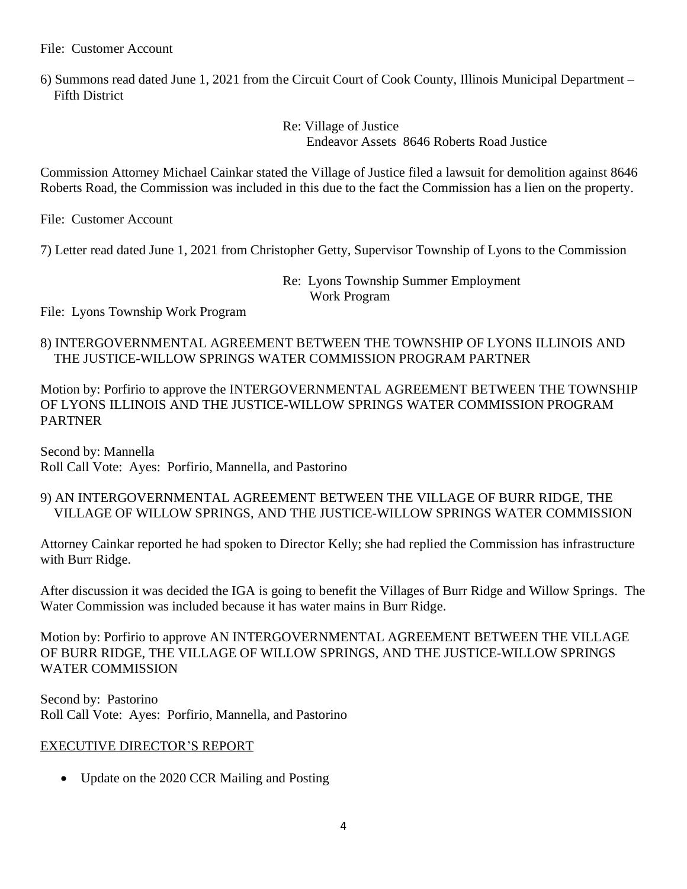File: Customer Account

6) Summons read dated June 1, 2021 from the Circuit Court of Cook County, Illinois Municipal Department – Fifth District

Re: Village of Justice
Endeavor Assets 8646 Roberts Road Justice

Commission Attorney Michael Cainkar stated the Village of Justice filed a lawsuit for demolition against 8646 Roberts Road, the Commission was included in this due to the fact the Commission has a lien on the property.

File: Customer Account

7) Letter read dated June 1, 2021 from Christopher Getty, Supervisor Township of Lyons to the Commission

Re: Lyons Township Summer Employment
Work Program

File: Lyons Township Work Program

8) INTERGOVERNMENTAL AGREEMENT BETWEEN THE TOWNSHIP OF LYONS ILLINOIS AND THE JUSTICE-WILLOW SPRINGS WATER COMMISSION PROGRAM PARTNER

Motion by: Porfirio to approve the INTERGOVERNMENTAL AGREEMENT BETWEEN THE TOWNSHIP OF LYONS ILLINOIS AND THE JUSTICE-WILLOW SPRINGS WATER COMMISSION PROGRAM PARTNER

Second by: Mannella
Roll Call Vote: Ayes: Porfirio, Mannella, and Pastorino

9) AN INTERGOVERNMENTAL AGREEMENT BETWEEN THE VILLAGE OF BURR RIDGE, THE VILLAGE OF WILLOW SPRINGS, AND THE JUSTICE-WILLOW SPRINGS WATER COMMISSION

Attorney Cainkar reported he had spoken to Director Kelly; she had replied the Commission has infrastructure with Burr Ridge.

After discussion it was decided the IGA is going to benefit the Villages of Burr Ridge and Willow Springs. The Water Commission was included because it has water mains in Burr Ridge.

Motion by: Porfirio to approve AN INTERGOVERNMENTAL AGREEMENT BETWEEN THE VILLAGE OF BURR RIDGE, THE VILLAGE OF WILLOW SPRINGS, AND THE JUSTICE-WILLOW SPRINGS WATER COMMISSION

Second by: Pastorino
Roll Call Vote: Ayes: Porfirio, Mannella, and Pastorino

## EXECUTIVE DIRECTOR'S REPORT

- Update on the 2020 CCR Mailing and Posting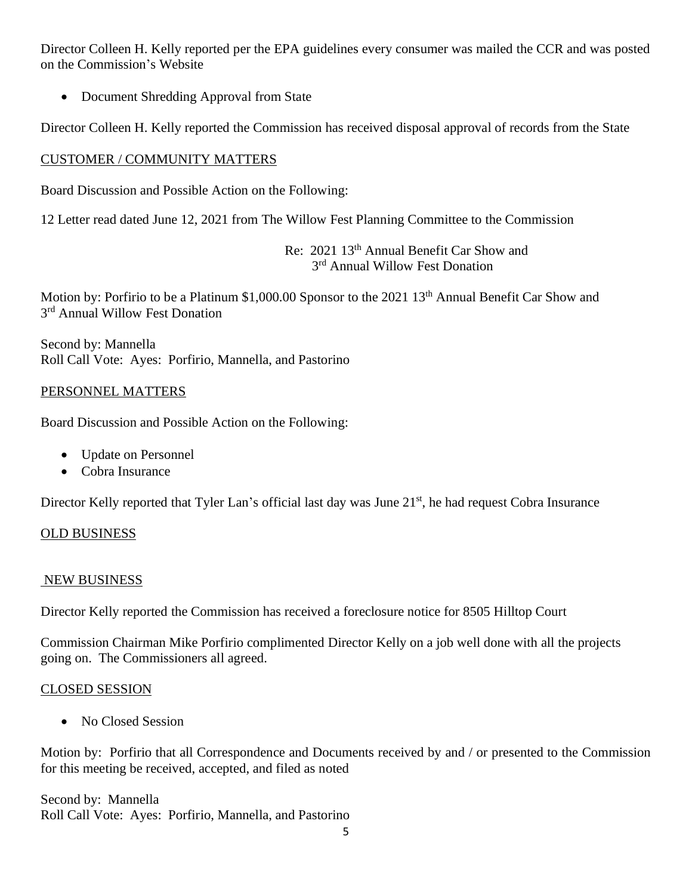Director Colleen H. Kelly reported per the EPA guidelines every consumer was mailed the CCR and was posted on the Commission's Website

- Document Shredding Approval from State

Director Colleen H. Kelly reported the Commission has received disposal approval of records from the State

<u>CUSTOMER / COMMUNITY MATTERS</u>

Board Discussion and Possible Action on the Following:

12 Letter read dated June 12, 2021 from The Willow Fest Planning Committee to the Commission

Re: 2021 13th Annual Benefit Car Show and
3rd Annual Willow Fest Donation

Motion by: Porfirio to be a Platinum $1,000.00 Sponsor to the 2021 13th Annual Benefit Car Show and 3rd Annual Willow Fest Donation

Second by: Mannella
Roll Call Vote: Ayes: Porfirio, Mannella, and Pastorino

<u>PERSONNEL MATTERS</u>

Board Discussion and Possible Action on the Following:

- Update on Personnel
- Cobra Insurance

Director Kelly reported that Tyler Lan's official last day was June 21st, he had request Cobra Insurance

<u>OLD BUSINESS</u>

<u>NEW BUSINESS</u>

Director Kelly reported the Commission has received a foreclosure notice for 8505 Hilltop Court

Commission Chairman Mike Porfirio complimented Director Kelly on a job well done with all the projects going on. The Commissioners all agreed.

<u>CLOSED SESSION</u>

- No Closed Session

Motion by: Porfirio that all Correspondence and Documents received by and / or presented to the Commission for this meeting be received, accepted, and filed as noted

Second by: Mannella
Roll Call Vote: Ayes: Porfirio, Mannella, and Pastorino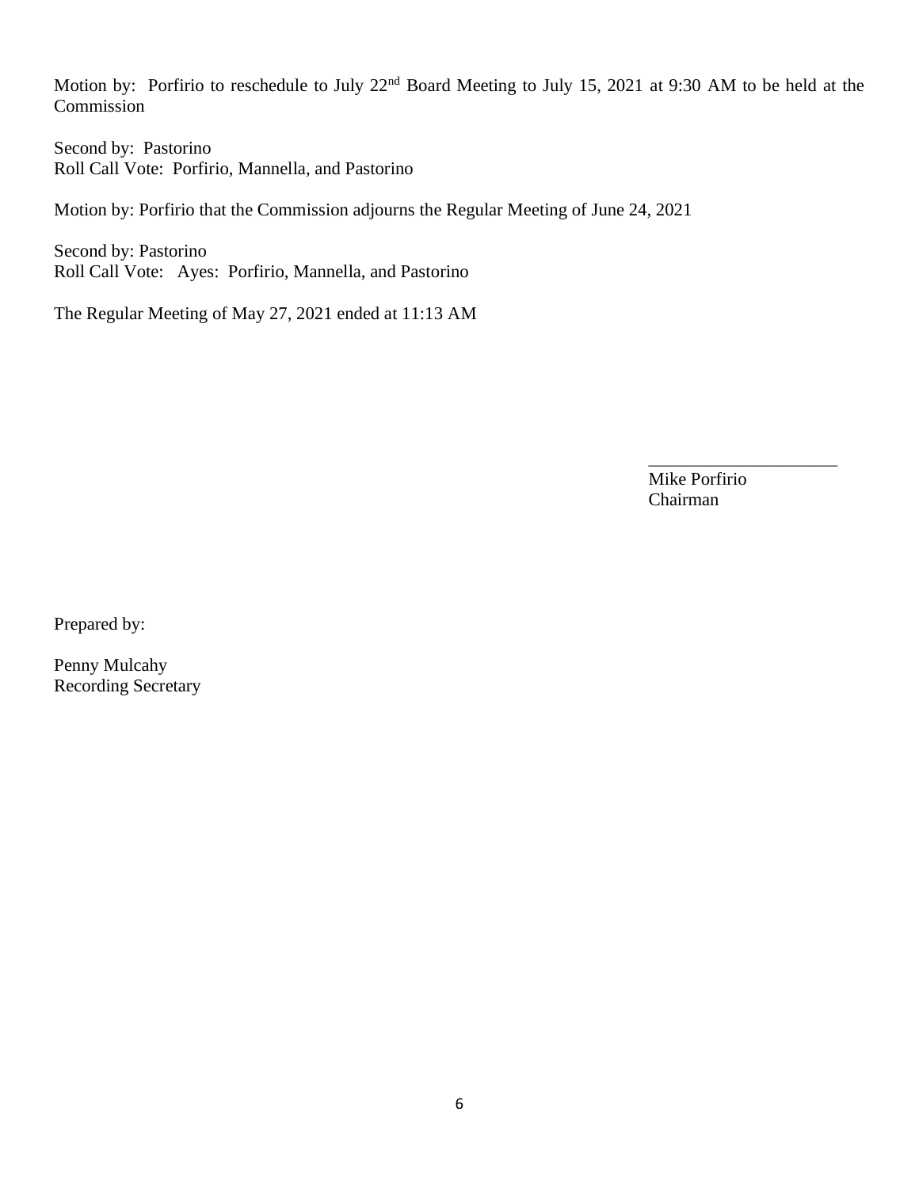Motion by: Porfirio to reschedule to July 22nd Board Meeting to July 15, 2021 at 9:30 AM to be held at the Commission

Second by: Pastorino
Roll Call Vote: Porfirio, Mannella, and Pastorino

Motion by: Porfirio that the Commission adjourns the Regular Meeting of June 24, 2021

Second by: Pastorino
Roll Call Vote: Ayes: Porfirio, Mannella, and Pastorino

The Regular Meeting of May 27, 2021 ended at 11:13 AM

\_\_\_\_\_\_\_\_\_\_\_\_\_\_\_\_\_\_\_\_\_\_

Mike Porfirio
Chairman

Prepared by:

Penny Mulcahy
Recording Secretary